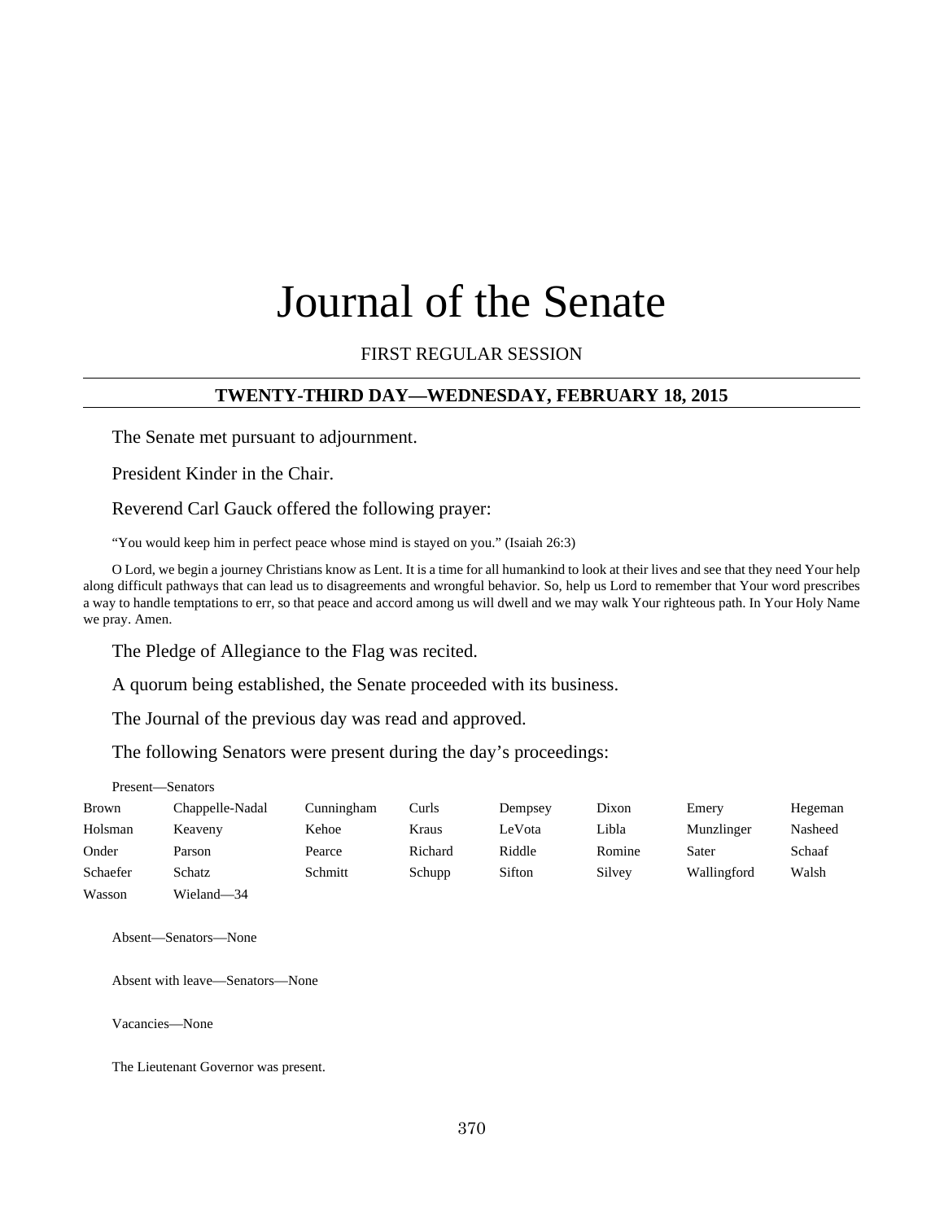# Journal of the Senate

FIRST REGULAR SESSION

## TWENTY-THIRD DAY—WEDNESDAY, FEBRUARY 18, 2015

The Senate met pursuant to adjournment.

President Kinder in the Chair.

Reverend Carl Gauck offered the following prayer:

"You would keep him in perfect peace whose mind is stayed on you." (Isaiah 26:3)

O Lord, we begin a journey Christians know as Lent. It is a time for all humankind to look at their lives and see that they need Your help along difficult pathways that can lead us to disagreements and wrongful behavior. So, help us Lord to remember that Your word prescribes a way to handle temptations to err, so that peace and accord among us will dwell and we may walk Your righteous path. In Your Holy Name we pray. Amen.

The Pledge of Allegiance to the Flag was recited.

A quorum being established, the Senate proceeded with its business.

The Journal of the previous day was read and approved.

The following Senators were present during the day's proceedings:

Present—Senators

| | | | | | | | |
|---|---|---|---|---|---|---|---|
| Brown | Chappelle-Nadal | Cunningham | Curls | Dempsey | Dixon | Emery | Hegeman |
| Holsman | Keaveny | Kehoe | Kraus | LeVota | Libla | Munzlinger | Nasheed |
| Onder | Parson | Pearce | Richard | Riddle | Romine | Sater | Schaaf |
| Schaefer | Schatz | Schmitt | Schupp | Sifton | Silvey | Wallingford | Walsh |
| Wasson | Wieland—34 | | | | | | |

Absent—Senators—None

Absent with leave—Senators—None

Vacancies—None

The Lieutenant Governor was present.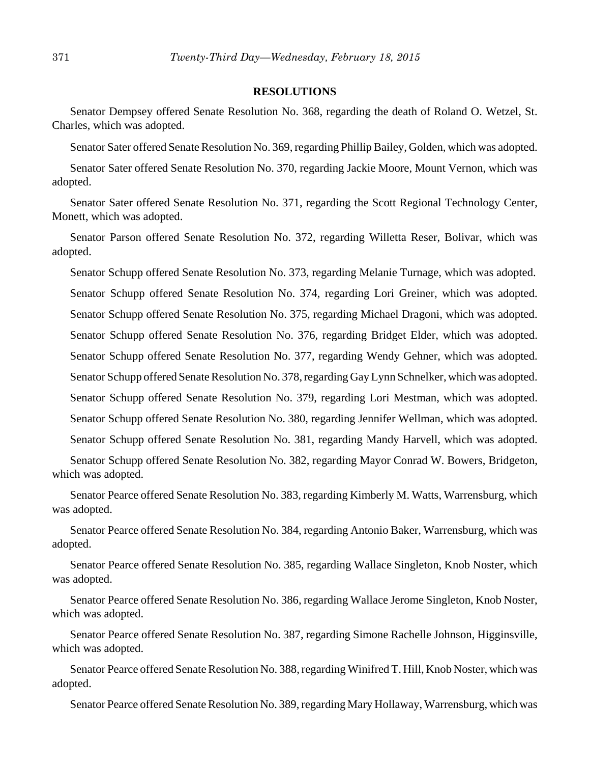## RESOLUTIONS

Senator Dempsey offered Senate Resolution No. 368, regarding the death of Roland O. Wetzel, St. Charles, which was adopted.

Senator Sater offered Senate Resolution No. 369, regarding Phillip Bailey, Golden, which was adopted.

Senator Sater offered Senate Resolution No. 370, regarding Jackie Moore, Mount Vernon, which was adopted.

Senator Sater offered Senate Resolution No. 371, regarding the Scott Regional Technology Center, Monett, which was adopted.

Senator Parson offered Senate Resolution No. 372, regarding Willetta Reser, Bolivar, which was adopted.

Senator Schupp offered Senate Resolution No. 373, regarding Melanie Turnage, which was adopted.

Senator Schupp offered Senate Resolution No. 374, regarding Lori Greiner, which was adopted.

Senator Schupp offered Senate Resolution No. 375, regarding Michael Dragoni, which was adopted.

Senator Schupp offered Senate Resolution No. 376, regarding Bridget Elder, which was adopted.

Senator Schupp offered Senate Resolution No. 377, regarding Wendy Gehner, which was adopted.

Senator Schupp offered Senate Resolution No. 378, regarding Gay Lynn Schnelker, which was adopted.

Senator Schupp offered Senate Resolution No. 379, regarding Lori Mestman, which was adopted.

Senator Schupp offered Senate Resolution No. 380, regarding Jennifer Wellman, which was adopted.

Senator Schupp offered Senate Resolution No. 381, regarding Mandy Harvell, which was adopted.

Senator Schupp offered Senate Resolution No. 382, regarding Mayor Conrad W. Bowers, Bridgeton, which was adopted.

Senator Pearce offered Senate Resolution No. 383, regarding Kimberly M. Watts, Warrensburg, which was adopted.

Senator Pearce offered Senate Resolution No. 384, regarding Antonio Baker, Warrensburg, which was adopted.

Senator Pearce offered Senate Resolution No. 385, regarding Wallace Singleton, Knob Noster, which was adopted.

Senator Pearce offered Senate Resolution No. 386, regarding Wallace Jerome Singleton, Knob Noster, which was adopted.

Senator Pearce offered Senate Resolution No. 387, regarding Simone Rachelle Johnson, Higginsville, which was adopted.

Senator Pearce offered Senate Resolution No. 388, regarding Winifred T. Hill, Knob Noster, which was adopted.

Senator Pearce offered Senate Resolution No. 389, regarding Mary Hollaway, Warrensburg, which was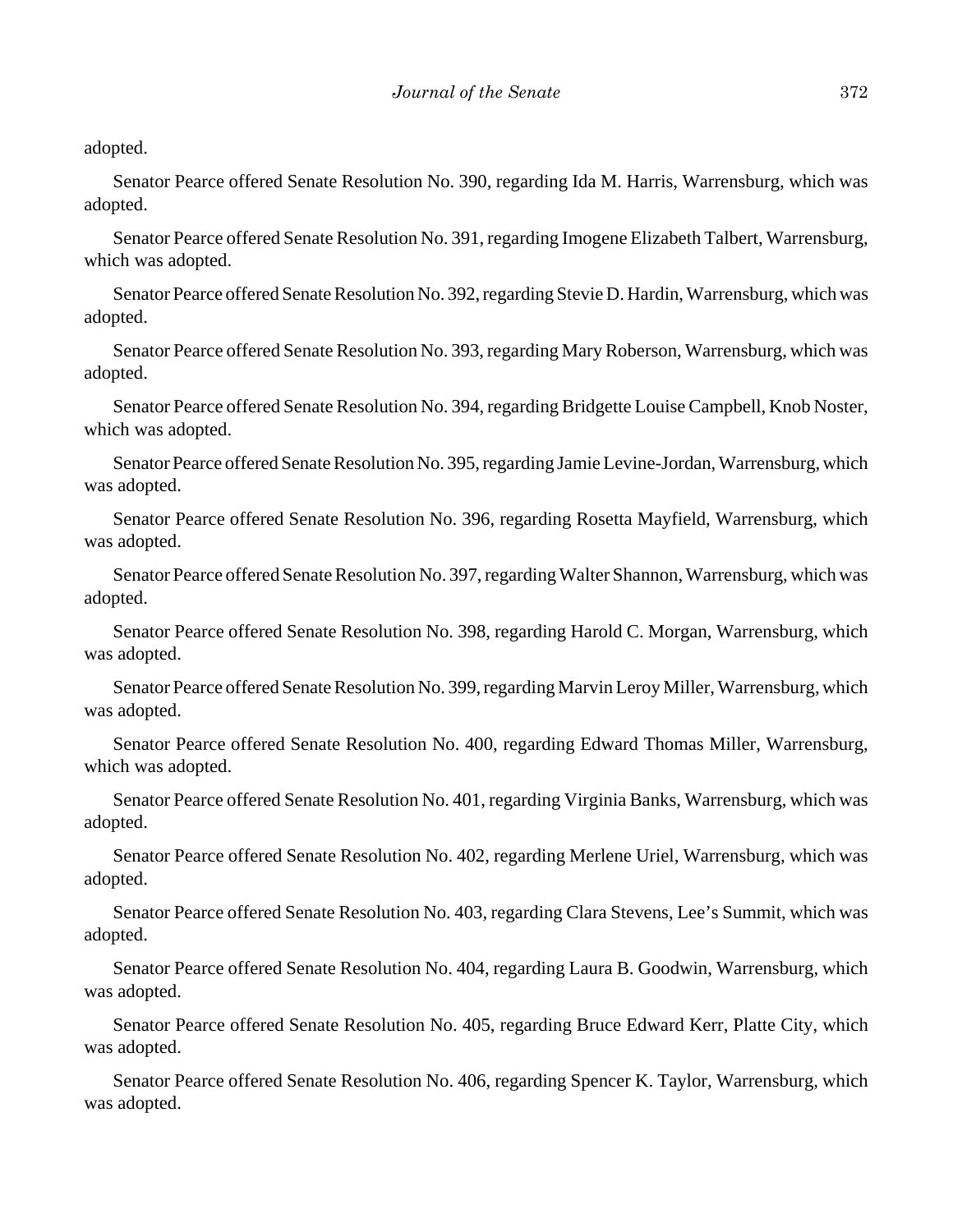adopted.

Senator Pearce offered Senate Resolution No. 390, regarding Ida M. Harris, Warrensburg, which was adopted.

Senator Pearce offered Senate Resolution No. 391, regarding Imogene Elizabeth Talbert, Warrensburg, which was adopted.

Senator Pearce offered Senate Resolution No. 392, regarding Stevie D. Hardin, Warrensburg, which was adopted.

Senator Pearce offered Senate Resolution No. 393, regarding Mary Roberson, Warrensburg, which was adopted.

Senator Pearce offered Senate Resolution No. 394, regarding Bridgette Louise Campbell, Knob Noster, which was adopted.

Senator Pearce offered Senate Resolution No. 395, regarding Jamie Levine-Jordan, Warrensburg, which was adopted.

Senator Pearce offered Senate Resolution No. 396, regarding Rosetta Mayfield, Warrensburg, which was adopted.

Senator Pearce offered Senate Resolution No. 397, regarding Walter Shannon, Warrensburg, which was adopted.

Senator Pearce offered Senate Resolution No. 398, regarding Harold C. Morgan, Warrensburg, which was adopted.

Senator Pearce offered Senate Resolution No. 399, regarding Marvin Leroy Miller, Warrensburg, which was adopted.

Senator Pearce offered Senate Resolution No. 400, regarding Edward Thomas Miller, Warrensburg, which was adopted.

Senator Pearce offered Senate Resolution No. 401, regarding Virginia Banks, Warrensburg, which was adopted.

Senator Pearce offered Senate Resolution No. 402, regarding Merlene Uriel, Warrensburg, which was adopted.

Senator Pearce offered Senate Resolution No. 403, regarding Clara Stevens, Lee's Summit, which was adopted.

Senator Pearce offered Senate Resolution No. 404, regarding Laura B. Goodwin, Warrensburg, which was adopted.

Senator Pearce offered Senate Resolution No. 405, regarding Bruce Edward Kerr, Platte City, which was adopted.

Senator Pearce offered Senate Resolution No. 406, regarding Spencer K. Taylor, Warrensburg, which was adopted.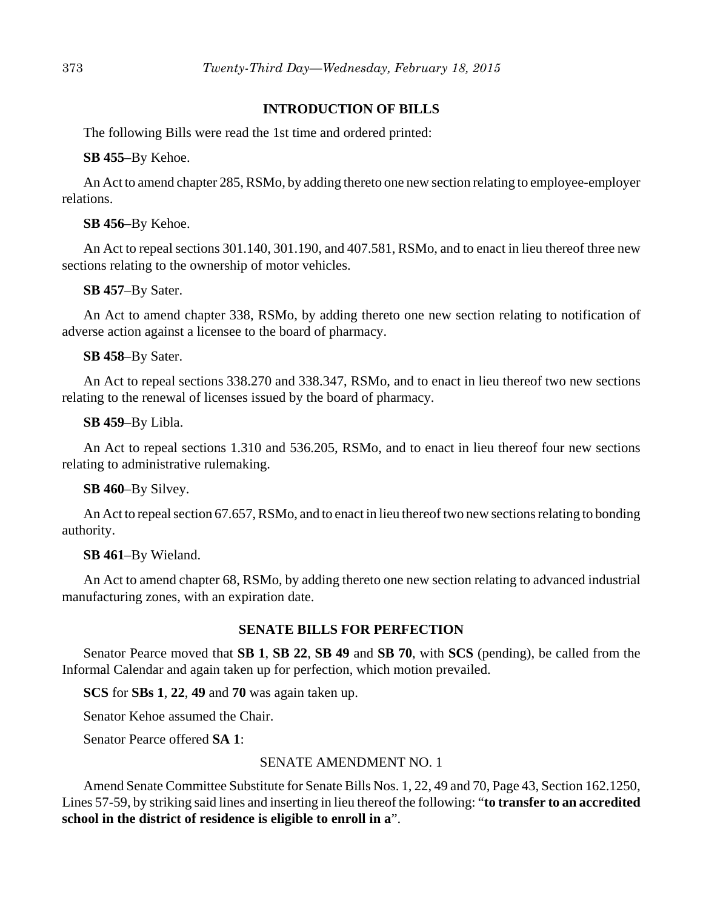## INTRODUCTION OF BILLS

The following Bills were read the 1st time and ordered printed:

**SB 455**–By Kehoe.

An Act to amend chapter 285, RSMo, by adding thereto one new section relating to employee-employer relations.

**SB 456**–By Kehoe.

An Act to repeal sections 301.140, 301.190, and 407.581, RSMo, and to enact in lieu thereof three new sections relating to the ownership of motor vehicles.

**SB 457**–By Sater.

An Act to amend chapter 338, RSMo, by adding thereto one new section relating to notification of adverse action against a licensee to the board of pharmacy.

**SB 458**–By Sater.

An Act to repeal sections 338.270 and 338.347, RSMo, and to enact in lieu thereof two new sections relating to the renewal of licenses issued by the board of pharmacy.

**SB 459**–By Libla.

An Act to repeal sections 1.310 and 536.205, RSMo, and to enact in lieu thereof four new sections relating to administrative rulemaking.

**SB 460**–By Silvey.

An Act to repeal section 67.657, RSMo, and to enact in lieu thereof two new sections relating to bonding authority.

**SB 461**–By Wieland.

An Act to amend chapter 68, RSMo, by adding thereto one new section relating to advanced industrial manufacturing zones, with an expiration date.

## SENATE BILLS FOR PERFECTION

Senator Pearce moved that **SB 1**, **SB 22**, **SB 49** and **SB 70**, with **SCS** (pending), be called from the Informal Calendar and again taken up for perfection, which motion prevailed.

**SCS** for **SBs 1**, **22**, **49** and **70** was again taken up.

Senator Kehoe assumed the Chair.

Senator Pearce offered **SA 1**:

SENATE AMENDMENT NO. 1

Amend Senate Committee Substitute for Senate Bills Nos. 1, 22, 49 and 70, Page 43, Section 162.1250, Lines 57-59, by striking said lines and inserting in lieu thereof the following: "**to transfer to an accredited school in the district of residence is eligible to enroll in a**".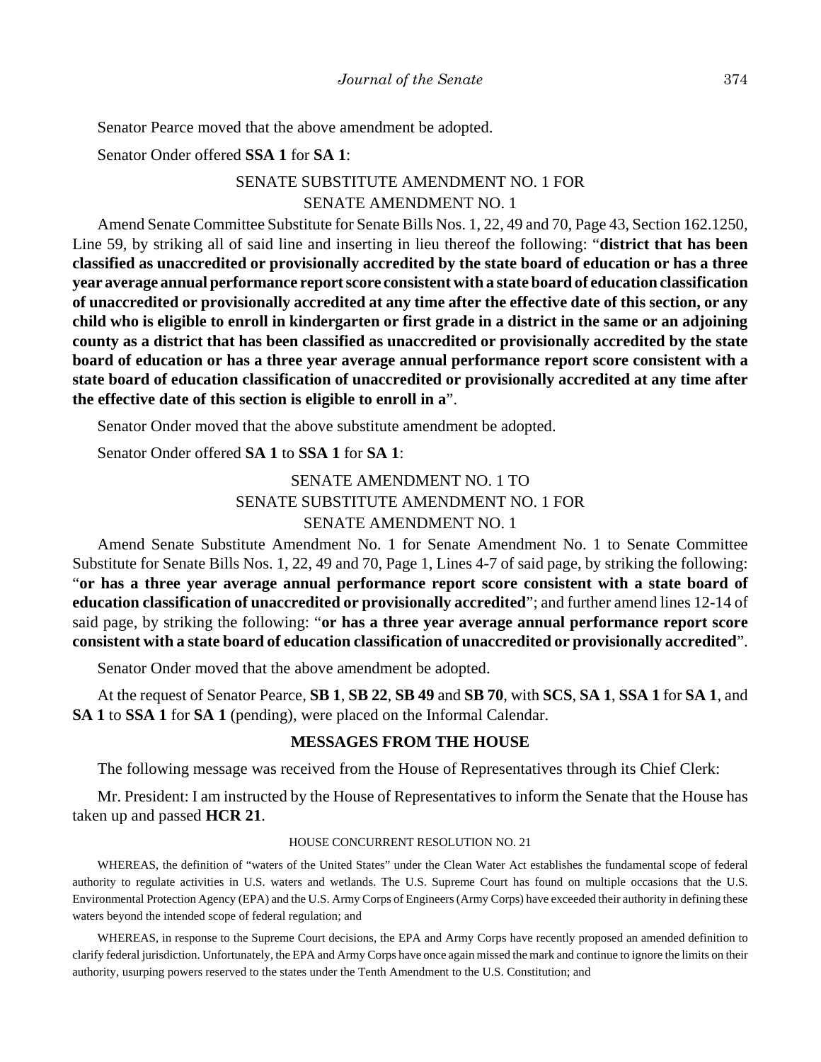Senator Pearce moved that the above amendment be adopted.

Senator Onder offered **SSA 1** for **SA 1**:

SENATE SUBSTITUTE AMENDMENT NO. 1 FOR
SENATE AMENDMENT NO. 1

Amend Senate Committee Substitute for Senate Bills Nos. 1, 22, 49 and 70, Page 43, Section 162.1250, Line 59, by striking all of said line and inserting in lieu thereof the following: "**district that has been classified as unaccredited or provisionally accredited by the state board of education or has a three year average annual performance report score consistent with a state board of education classification of unaccredited or provisionally accredited at any time after the effective date of this section, or any child who is eligible to enroll in kindergarten or first grade in a district in the same or an adjoining county as a district that has been classified as unaccredited or provisionally accredited by the state board of education or has a three year average annual performance report score consistent with a state board of education classification of unaccredited or provisionally accredited at any time after the effective date of this section is eligible to enroll in a**".

Senator Onder moved that the above substitute amendment be adopted.

Senator Onder offered **SA 1** to **SSA 1** for **SA 1**:

SENATE AMENDMENT NO. 1 TO
SENATE SUBSTITUTE AMENDMENT NO. 1 FOR
SENATE AMENDMENT NO. 1

Amend Senate Substitute Amendment No. 1 for Senate Amendment No. 1 to Senate Committee Substitute for Senate Bills Nos. 1, 22, 49 and 70, Page 1, Lines 4-7 of said page, by striking the following: "**or has a three year average annual performance report score consistent with a state board of education classification of unaccredited or provisionally accredited**"; and further amend lines 12-14 of said page, by striking the following: "**or has a three year average annual performance report score consistent with a state board of education classification of unaccredited or provisionally accredited**".

Senator Onder moved that the above amendment be adopted.

At the request of Senator Pearce, **SB 1**, **SB 22**, **SB 49** and **SB 70**, with **SCS**, **SA 1**, **SSA 1** for **SA 1**, and **SA 1** to **SSA 1** for **SA 1** (pending), were placed on the Informal Calendar.

## MESSAGES FROM THE HOUSE

The following message was received from the House of Representatives through its Chief Clerk:

Mr. President: I am instructed by the House of Representatives to inform the Senate that the House has taken up and passed **HCR 21**.

HOUSE CONCURRENT RESOLUTION NO. 21

WHEREAS, the definition of "waters of the United States" under the Clean Water Act establishes the fundamental scope of federal authority to regulate activities in U.S. waters and wetlands. The U.S. Supreme Court has found on multiple occasions that the U.S. Environmental Protection Agency (EPA) and the U.S. Army Corps of Engineers (Army Corps) have exceeded their authority in defining these waters beyond the intended scope of federal regulation; and

WHEREAS, in response to the Supreme Court decisions, the EPA and Army Corps have recently proposed an amended definition to clarify federal jurisdiction. Unfortunately, the EPA and Army Corps have once again missed the mark and continue to ignore the limits on their authority, usurping powers reserved to the states under the Tenth Amendment to the U.S. Constitution; and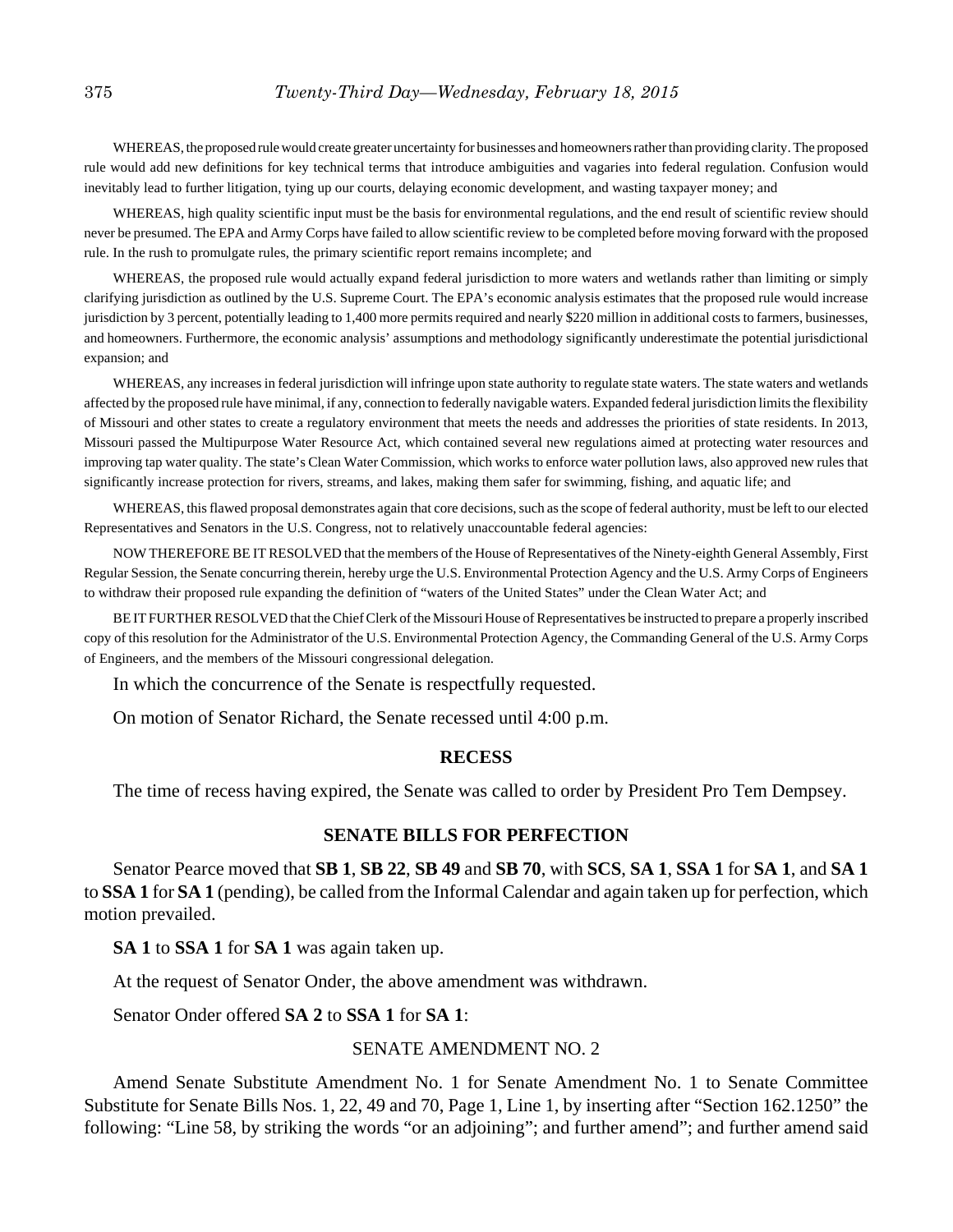WHEREAS, the proposed rule would create greater uncertainty for businesses and homeowners rather than providing clarity. The proposed rule would add new definitions for key technical terms that introduce ambiguities and vagaries into federal regulation. Confusion would inevitably lead to further litigation, tying up our courts, delaying economic development, and wasting taxpayer money; and

WHEREAS, high quality scientific input must be the basis for environmental regulations, and the end result of scientific review should never be presumed. The EPA and Army Corps have failed to allow scientific review to be completed before moving forward with the proposed rule. In the rush to promulgate rules, the primary scientific report remains incomplete; and

WHEREAS, the proposed rule would actually expand federal jurisdiction to more waters and wetlands rather than limiting or simply clarifying jurisdiction as outlined by the U.S. Supreme Court. The EPA's economic analysis estimates that the proposed rule would increase jurisdiction by 3 percent, potentially leading to 1,400 more permits required and nearly $220 million in additional costs to farmers, businesses, and homeowners. Furthermore, the economic analysis' assumptions and methodology significantly underestimate the potential jurisdictional expansion; and

WHEREAS, any increases in federal jurisdiction will infringe upon state authority to regulate state waters. The state waters and wetlands affected by the proposed rule have minimal, if any, connection to federally navigable waters. Expanded federal jurisdiction limits the flexibility of Missouri and other states to create a regulatory environment that meets the needs and addresses the priorities of state residents. In 2013, Missouri passed the Multipurpose Water Resource Act, which contained several new regulations aimed at protecting water resources and improving tap water quality. The state's Clean Water Commission, which works to enforce water pollution laws, also approved new rules that significantly increase protection for rivers, streams, and lakes, making them safer for swimming, fishing, and aquatic life; and

WHEREAS, this flawed proposal demonstrates again that core decisions, such as the scope of federal authority, must be left to our elected Representatives and Senators in the U.S. Congress, not to relatively unaccountable federal agencies:

NOW THEREFORE BE IT RESOLVED that the members of the House of Representatives of the Ninety-eighth General Assembly, First Regular Session, the Senate concurring therein, hereby urge the U.S. Environmental Protection Agency and the U.S. Army Corps of Engineers to withdraw their proposed rule expanding the definition of "waters of the United States" under the Clean Water Act; and

BE IT FURTHER RESOLVED that the Chief Clerk of the Missouri House of Representatives be instructed to prepare a properly inscribed copy of this resolution for the Administrator of the U.S. Environmental Protection Agency, the Commanding General of the U.S. Army Corps of Engineers, and the members of the Missouri congressional delegation.

In which the concurrence of the Senate is respectfully requested.

On motion of Senator Richard, the Senate recessed until 4:00 p.m.

## RECESS

The time of recess having expired, the Senate was called to order by President Pro Tem Dempsey.

## SENATE BILLS FOR PERFECTION

Senator Pearce moved that **SB 1**, **SB 22**, **SB 49** and **SB 70**, with **SCS**, **SA 1**, **SSA 1** for **SA 1**, and **SA 1** to **SSA 1** for **SA 1** (pending), be called from the Informal Calendar and again taken up for perfection, which motion prevailed.

**SA 1** to **SSA 1** for **SA 1** was again taken up.

At the request of Senator Onder, the above amendment was withdrawn.

Senator Onder offered **SA 2** to **SSA 1** for **SA 1**:

SENATE AMENDMENT NO. 2

Amend Senate Substitute Amendment No. 1 for Senate Amendment No. 1 to Senate Committee Substitute for Senate Bills Nos. 1, 22, 49 and 70, Page 1, Line 1, by inserting after "Section 162.1250" the following: "Line 58, by striking the words "or an adjoining"; and further amend"; and further amend said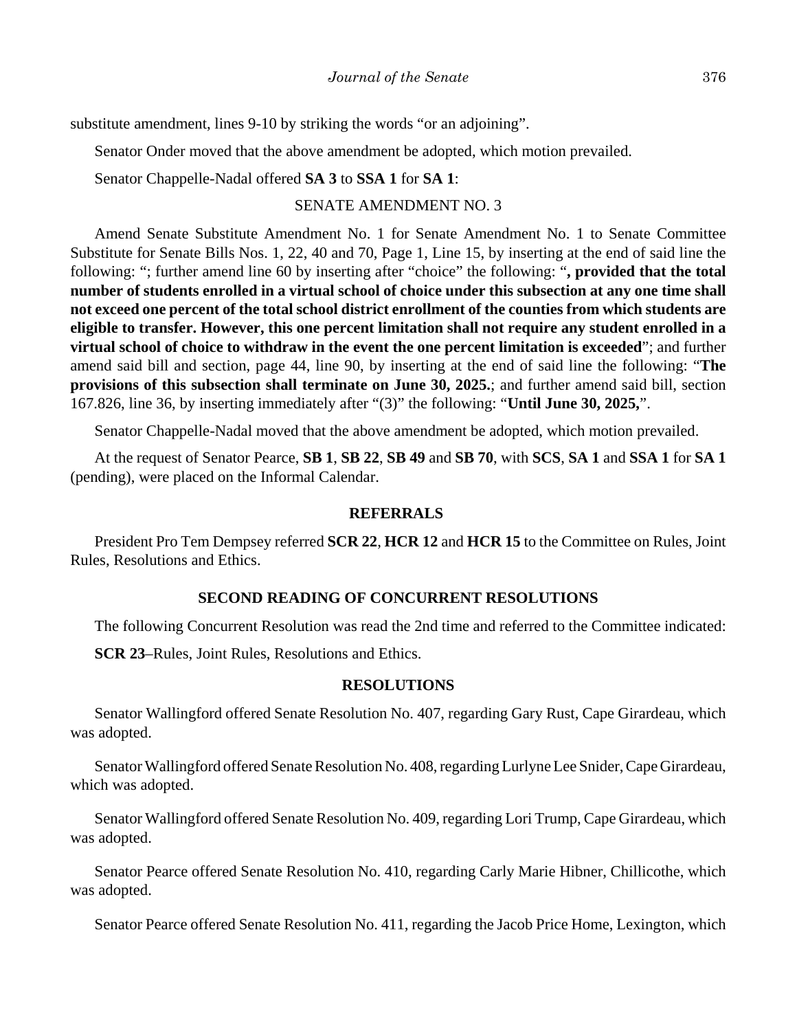substitute amendment, lines 9-10 by striking the words "or an adjoining".

Senator Onder moved that the above amendment be adopted, which motion prevailed.

Senator Chappelle-Nadal offered **SA 3** to **SSA 1** for **SA 1**:

SENATE AMENDMENT NO. 3

Amend Senate Substitute Amendment No. 1 for Senate Amendment No. 1 to Senate Committee Substitute for Senate Bills Nos. 1, 22, 40 and 70, Page 1, Line 15, by inserting at the end of said line the following: "; further amend line 60 by inserting after "choice" the following: "**, provided that the total number of students enrolled in a virtual school of choice under this subsection at any one time shall not exceed one percent of the total school district enrollment of the counties from which students are eligible to transfer. However, this one percent limitation shall not require any student enrolled in a virtual school of choice to withdraw in the event the one percent limitation is exceeded**"; and further amend said bill and section, page 44, line 90, by inserting at the end of said line the following: "**The provisions of this subsection shall terminate on June 30, 2025.**; and further amend said bill, section 167.826, line 36, by inserting immediately after "(3)" the following: "**Until June 30, 2025,**".

Senator Chappelle-Nadal moved that the above amendment be adopted, which motion prevailed.

At the request of Senator Pearce, **SB 1**, **SB 22**, **SB 49** and **SB 70**, with **SCS**, **SA 1** and **SSA 1** for **SA 1** (pending), were placed on the Informal Calendar.

## REFERRALS

President Pro Tem Dempsey referred **SCR 22**, **HCR 12** and **HCR 15** to the Committee on Rules, Joint Rules, Resolutions and Ethics.

## SECOND READING OF CONCURRENT RESOLUTIONS

The following Concurrent Resolution was read the 2nd time and referred to the Committee indicated:

**SCR 23**–Rules, Joint Rules, Resolutions and Ethics.

## RESOLUTIONS

Senator Wallingford offered Senate Resolution No. 407, regarding Gary Rust, Cape Girardeau, which was adopted.

Senator Wallingford offered Senate Resolution No. 408, regarding Lurlyne Lee Snider, Cape Girardeau, which was adopted.

Senator Wallingford offered Senate Resolution No. 409, regarding Lori Trump, Cape Girardeau, which was adopted.

Senator Pearce offered Senate Resolution No. 410, regarding Carly Marie Hibner, Chillicothe, which was adopted.

Senator Pearce offered Senate Resolution No. 411, regarding the Jacob Price Home, Lexington, which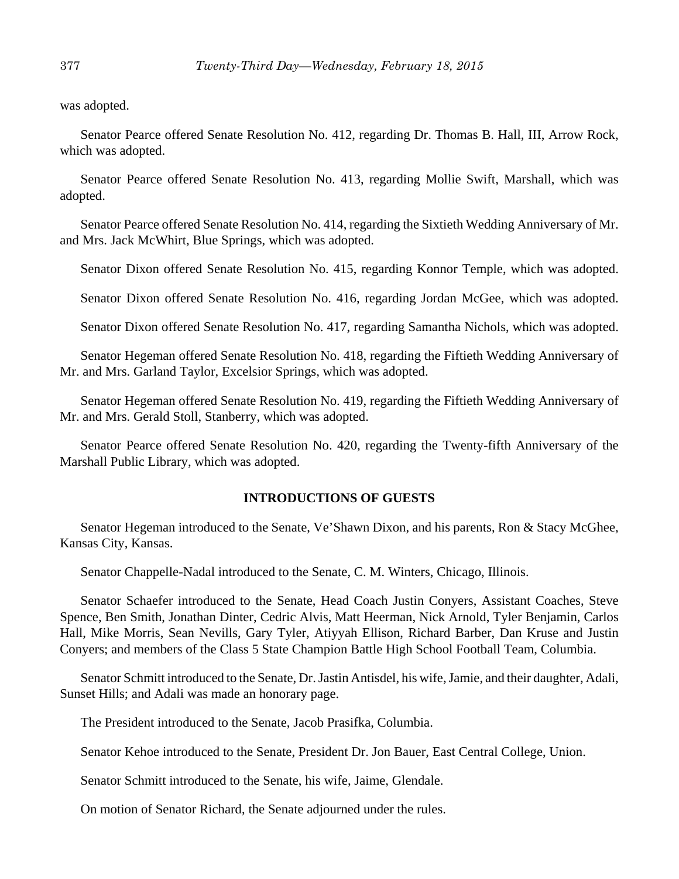was adopted.

Senator Pearce offered Senate Resolution No. 412, regarding Dr. Thomas B. Hall, III, Arrow Rock, which was adopted.

Senator Pearce offered Senate Resolution No. 413, regarding Mollie Swift, Marshall, which was adopted.

Senator Pearce offered Senate Resolution No. 414, regarding the Sixtieth Wedding Anniversary of Mr. and Mrs. Jack McWhirt, Blue Springs, which was adopted.

Senator Dixon offered Senate Resolution No. 415, regarding Konnor Temple, which was adopted.

Senator Dixon offered Senate Resolution No. 416, regarding Jordan McGee, which was adopted.

Senator Dixon offered Senate Resolution No. 417, regarding Samantha Nichols, which was adopted.

Senator Hegeman offered Senate Resolution No. 418, regarding the Fiftieth Wedding Anniversary of Mr. and Mrs. Garland Taylor, Excelsior Springs, which was adopted.

Senator Hegeman offered Senate Resolution No. 419, regarding the Fiftieth Wedding Anniversary of Mr. and Mrs. Gerald Stoll, Stanberry, which was adopted.

Senator Pearce offered Senate Resolution No. 420, regarding the Twenty-fifth Anniversary of the Marshall Public Library, which was adopted.

## INTRODUCTIONS OF GUESTS

Senator Hegeman introduced to the Senate, Ve'Shawn Dixon, and his parents, Ron & Stacy McGhee, Kansas City, Kansas.

Senator Chappelle-Nadal introduced to the Senate, C. M. Winters, Chicago, Illinois.

Senator Schaefer introduced to the Senate, Head Coach Justin Conyers, Assistant Coaches, Steve Spence, Ben Smith, Jonathan Dinter, Cedric Alvis, Matt Heerman, Nick Arnold, Tyler Benjamin, Carlos Hall, Mike Morris, Sean Nevills, Gary Tyler, Atiyyah Ellison, Richard Barber, Dan Kruse and Justin Conyers; and members of the Class 5 State Champion Battle High School Football Team, Columbia.

Senator Schmitt introduced to the Senate, Dr. Jastin Antisdel, his wife, Jamie, and their daughter, Adali, Sunset Hills; and Adali was made an honorary page.

The President introduced to the Senate, Jacob Prasifka, Columbia.

Senator Kehoe introduced to the Senate, President Dr. Jon Bauer, East Central College, Union.

Senator Schmitt introduced to the Senate, his wife, Jaime, Glendale.

On motion of Senator Richard, the Senate adjourned under the rules.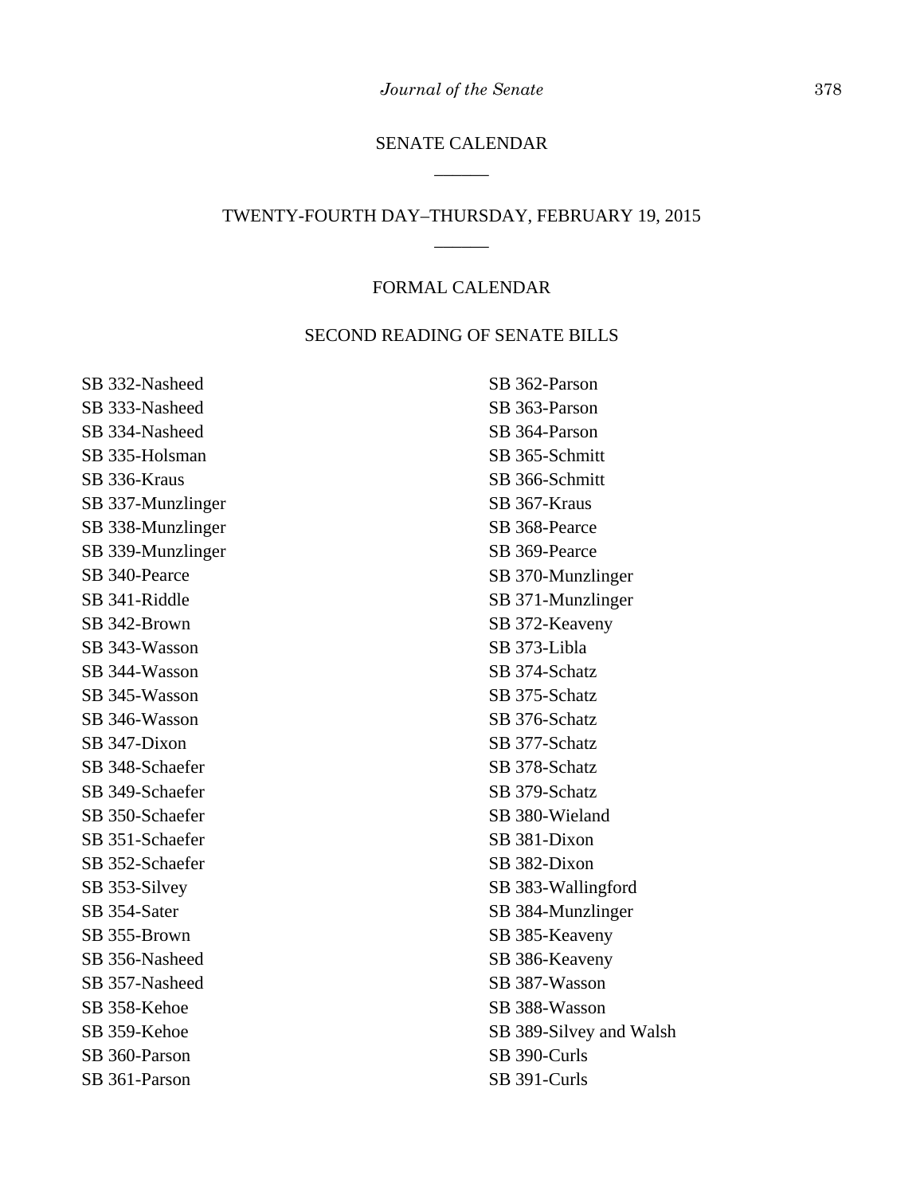# SENATE CALENDAR

______

## TWENTY-FOURTH DAY–THURSDAY, FEBRUARY 19, 2015

______

### FORMAL CALENDAR

### SECOND READING OF SENATE BILLS

SB 332-Nasheed
SB 333-Nasheed
SB 334-Nasheed
SB 335-Holsman
SB 336-Kraus
SB 337-Munzlinger
SB 338-Munzlinger
SB 339-Munzlinger
SB 340-Pearce
SB 341-Riddle
SB 342-Brown
SB 343-Wasson
SB 344-Wasson
SB 345-Wasson
SB 346-Wasson
SB 347-Dixon
SB 348-Schaefer
SB 349-Schaefer
SB 350-Schaefer
SB 351-Schaefer
SB 352-Schaefer
SB 353-Silvey
SB 354-Sater
SB 355-Brown
SB 356-Nasheed
SB 357-Nasheed
SB 358-Kehoe
SB 359-Kehoe
SB 360-Parson
SB 361-Parson
SB 362-Parson
SB 363-Parson
SB 364-Parson
SB 365-Schmitt
SB 366-Schmitt
SB 367-Kraus
SB 368-Pearce
SB 369-Pearce
SB 370-Munzlinger
SB 371-Munzlinger
SB 372-Keaveny
SB 373-Libla
SB 374-Schatz
SB 375-Schatz
SB 376-Schatz
SB 377-Schatz
SB 378-Schatz
SB 379-Schatz
SB 380-Wieland
SB 381-Dixon
SB 382-Dixon
SB 383-Wallingford
SB 384-Munzlinger
SB 385-Keaveny
SB 386-Keaveny
SB 387-Wasson
SB 388-Wasson
SB 389-Silvey and Walsh
SB 390-Curls
SB 391-Curls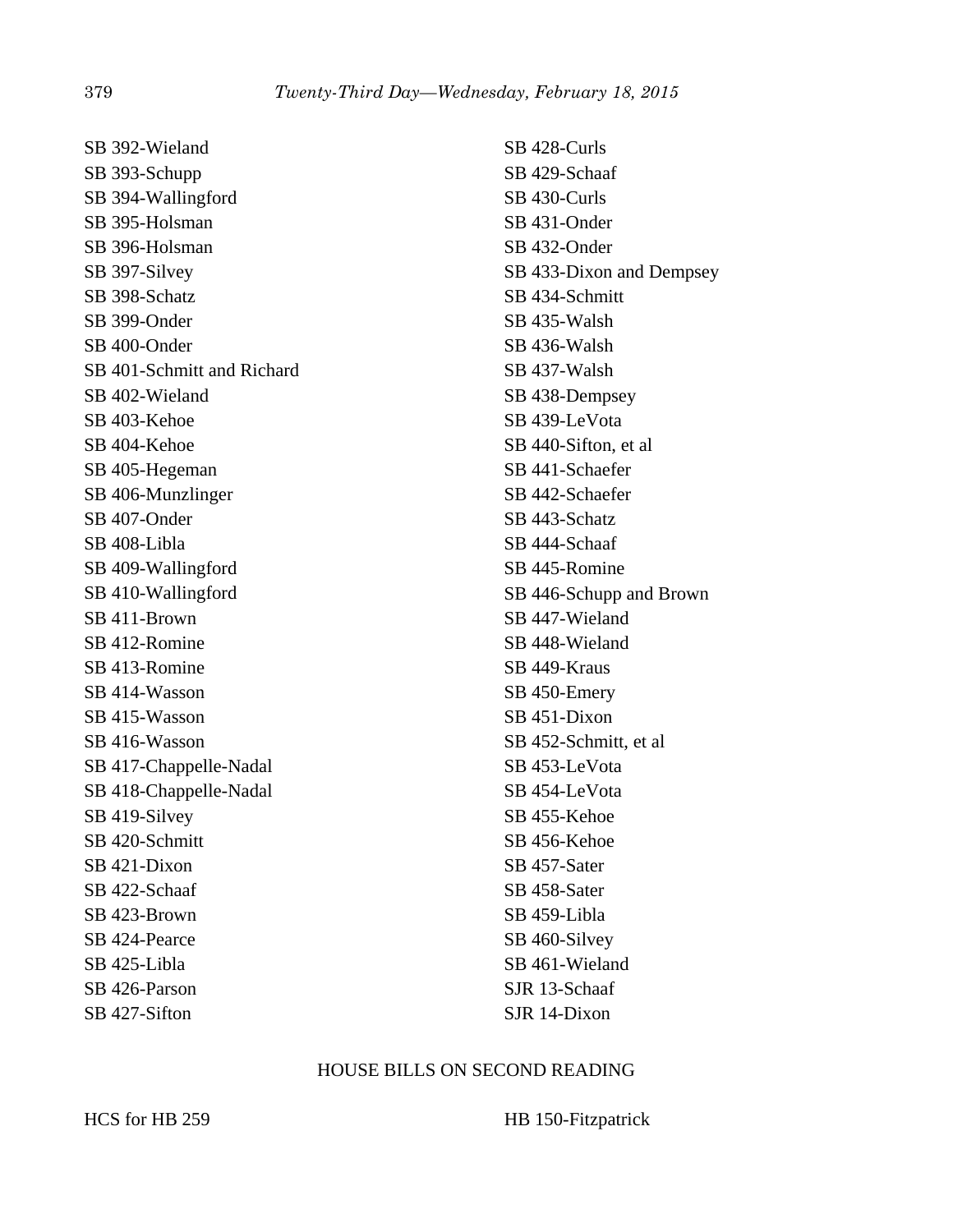SB 392-Wieland
SB 393-Schupp
SB 394-Wallingford
SB 395-Holsman
SB 396-Holsman
SB 397-Silvey
SB 398-Schatz
SB 399-Onder
SB 400-Onder
SB 401-Schmitt and Richard
SB 402-Wieland
SB 403-Kehoe
SB 404-Kehoe
SB 405-Hegeman
SB 406-Munzlinger
SB 407-Onder
SB 408-Libla
SB 409-Wallingford
SB 410-Wallingford
SB 411-Brown
SB 412-Romine
SB 413-Romine
SB 414-Wasson
SB 415-Wasson
SB 416-Wasson
SB 417-Chappelle-Nadal
SB 418-Chappelle-Nadal
SB 419-Silvey
SB 420-Schmitt
SB 421-Dixon
SB 422-Schaaf
SB 423-Brown
SB 424-Pearce
SB 425-Libla
SB 426-Parson
SB 427-Sifton
SB 428-Curls
SB 429-Schaaf
SB 430-Curls
SB 431-Onder
SB 432-Onder
SB 433-Dixon and Dempsey
SB 434-Schmitt
SB 435-Walsh
SB 436-Walsh
SB 437-Walsh
SB 438-Dempsey
SB 439-LeVota
SB 440-Sifton, et al
SB 441-Schaefer
SB 442-Schaefer
SB 443-Schatz
SB 444-Schaaf
SB 445-Romine
SB 446-Schupp and Brown
SB 447-Wieland
SB 448-Wieland
SB 449-Kraus
SB 450-Emery
SB 451-Dixon
SB 452-Schmitt, et al
SB 453-LeVota
SB 454-LeVota
SB 455-Kehoe
SB 456-Kehoe
SB 457-Sater
SB 458-Sater
SB 459-Libla
SB 460-Silvey
SB 461-Wieland
SJR 13-Schaaf
SJR 14-Dixon

## HOUSE BILLS ON SECOND READING

HCS for HB 259
HB 150-Fitzpatrick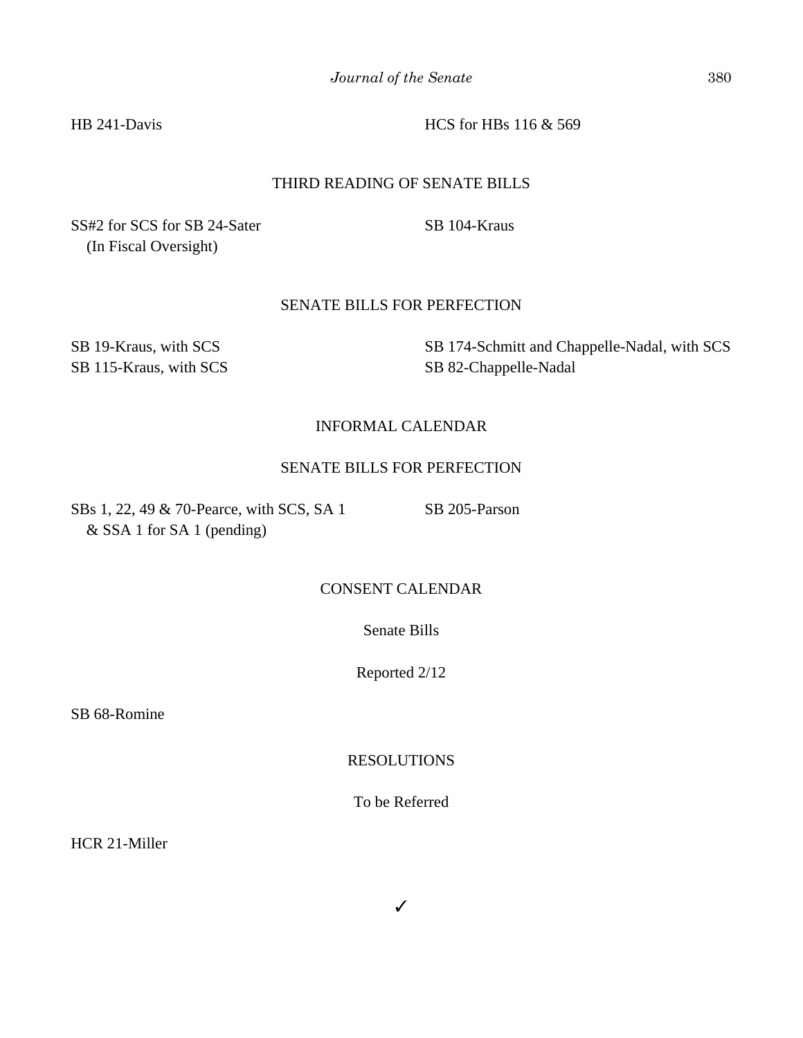HB 241-Davis

HCS for HBs 116 & 569

THIRD READING OF SENATE BILLS

SS#2 for SCS for SB 24-Sater
(In Fiscal Oversight)

SB 104-Kraus

SENATE BILLS FOR PERFECTION

SB 19-Kraus, with SCS

SB 115-Kraus, with SCS

SB 174-Schmitt and Chappelle-Nadal, with SCS

SB 82-Chappelle-Nadal

INFORMAL CALENDAR

SENATE BILLS FOR PERFECTION

SBs 1, 22, 49 & 70-Pearce, with SCS, SA 1 & SSA 1 for SA 1 (pending)

SB 205-Parson

CONSENT CALENDAR

Senate Bills

Reported 2/12

SB 68-Romine

RESOLUTIONS

To be Referred

HCR 21-Miller

✓